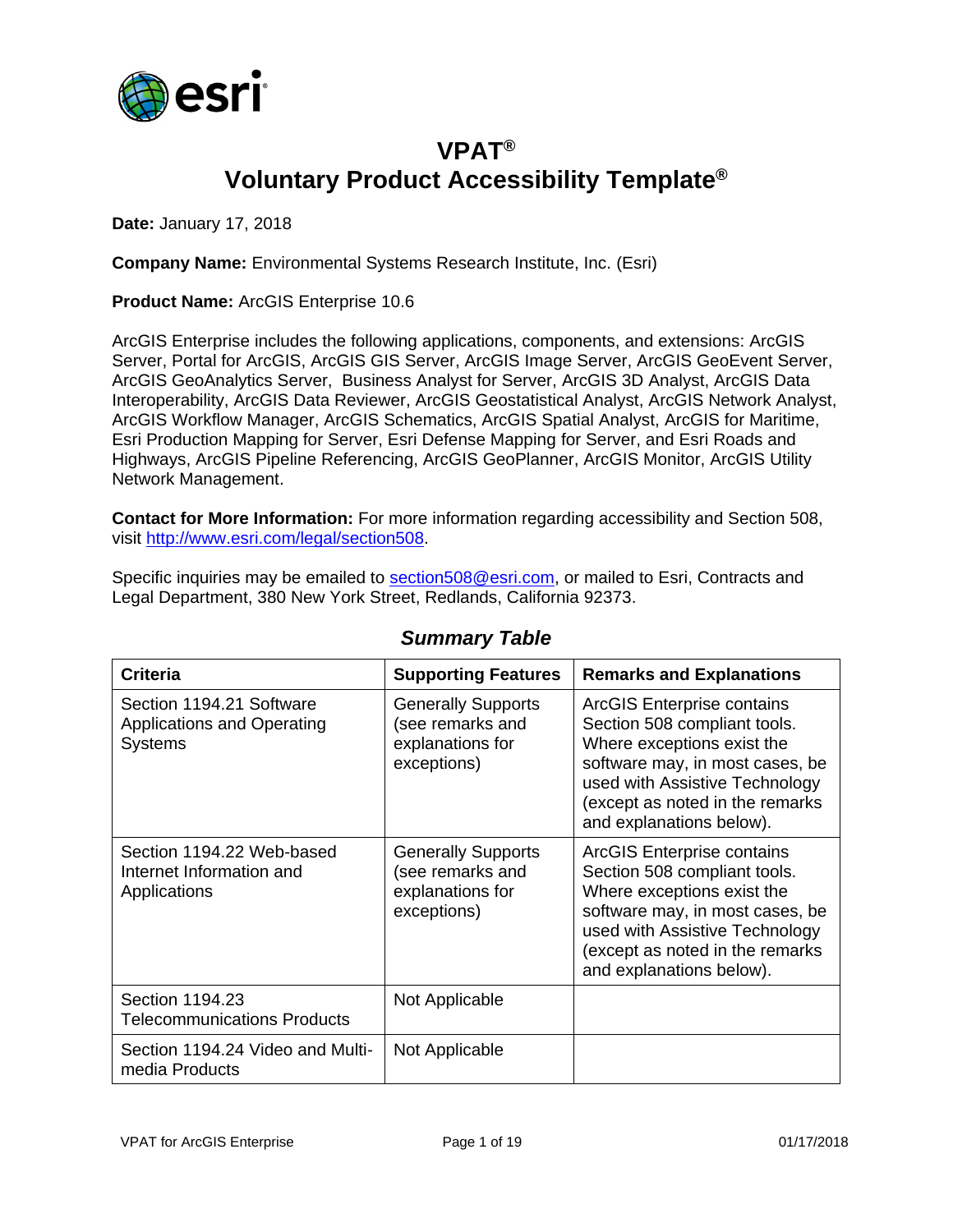# VPAT®
# Voluntary Product Accessibility Template®

**Date:** January 17, 2018

**Company Name:** Environmental Systems Research Institute, Inc. (Esri)

**Product Name:** ArcGIS Enterprise 10.6

ArcGIS Enterprise includes the following applications, components, and extensions: ArcGIS Server, Portal for ArcGIS, ArcGIS GIS Server, ArcGIS Image Server, ArcGIS GeoEvent Server, ArcGIS GeoAnalytics Server, Business Analyst for Server, ArcGIS 3D Analyst, ArcGIS Data Interoperability, ArcGIS Data Reviewer, ArcGIS Geostatistical Analyst, ArcGIS Network Analyst, ArcGIS Workflow Manager, ArcGIS Schematics, ArcGIS Spatial Analyst, ArcGIS for Maritime, Esri Production Mapping for Server, Esri Defense Mapping for Server, and Esri Roads and Highways, ArcGIS Pipeline Referencing, ArcGIS GeoPlanner, ArcGIS Monitor, ArcGIS Utility Network Management.

**Contact for More Information:** For more information regarding accessibility and Section 508, visit [http://www.esri.com/legal/section508](http://www.esri.com/legal/section508).

Specific inquiries may be emailed to [section508@esri.com](mailto:section508@esri.com), or mailed to Esri, Contracts and Legal Department, 380 New York Street, Redlands, California 92373.

## *Summary Table*

| Criteria | Supporting Features | Remarks and Explanations |
|---|---|---|
| Section 1194.21 Software Applications and Operating Systems | Generally Supports (see remarks and explanations for exceptions) | ArcGIS Enterprise contains Section 508 compliant tools. Where exceptions exist the software may, in most cases, be used with Assistive Technology (except as noted in the remarks and explanations below). |
| Section 1194.22 Web-based Internet Information and Applications | Generally Supports (see remarks and explanations for exceptions) | ArcGIS Enterprise contains Section 508 compliant tools. Where exceptions exist the software may, in most cases, be used with Assistive Technology (except as noted in the remarks and explanations below). |
| Section 1194.23 Telecommunications Products | Not Applicable | |
| Section 1194.24 Video and Multi-media Products | Not Applicable | |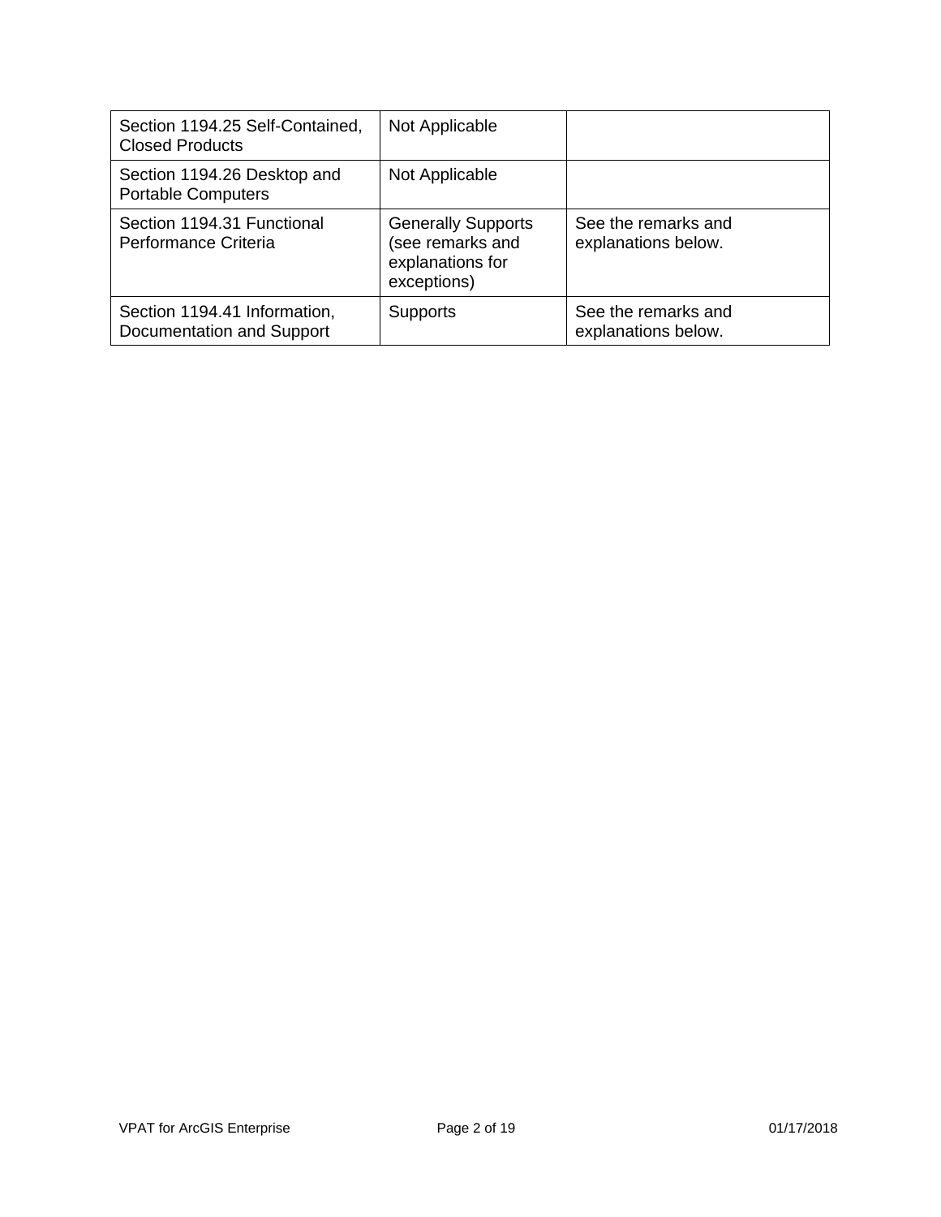| | | |
|---|---|---|
| Section 1194.25 Self-Contained, Closed Products | Not Applicable | |
| Section 1194.26 Desktop and Portable Computers | Not Applicable | |
| Section 1194.31 Functional Performance Criteria | Generally Supports (see remarks and explanations for exceptions) | See the remarks and explanations below. |
| Section 1194.41 Information, Documentation and Support | Supports | See the remarks and explanations below. |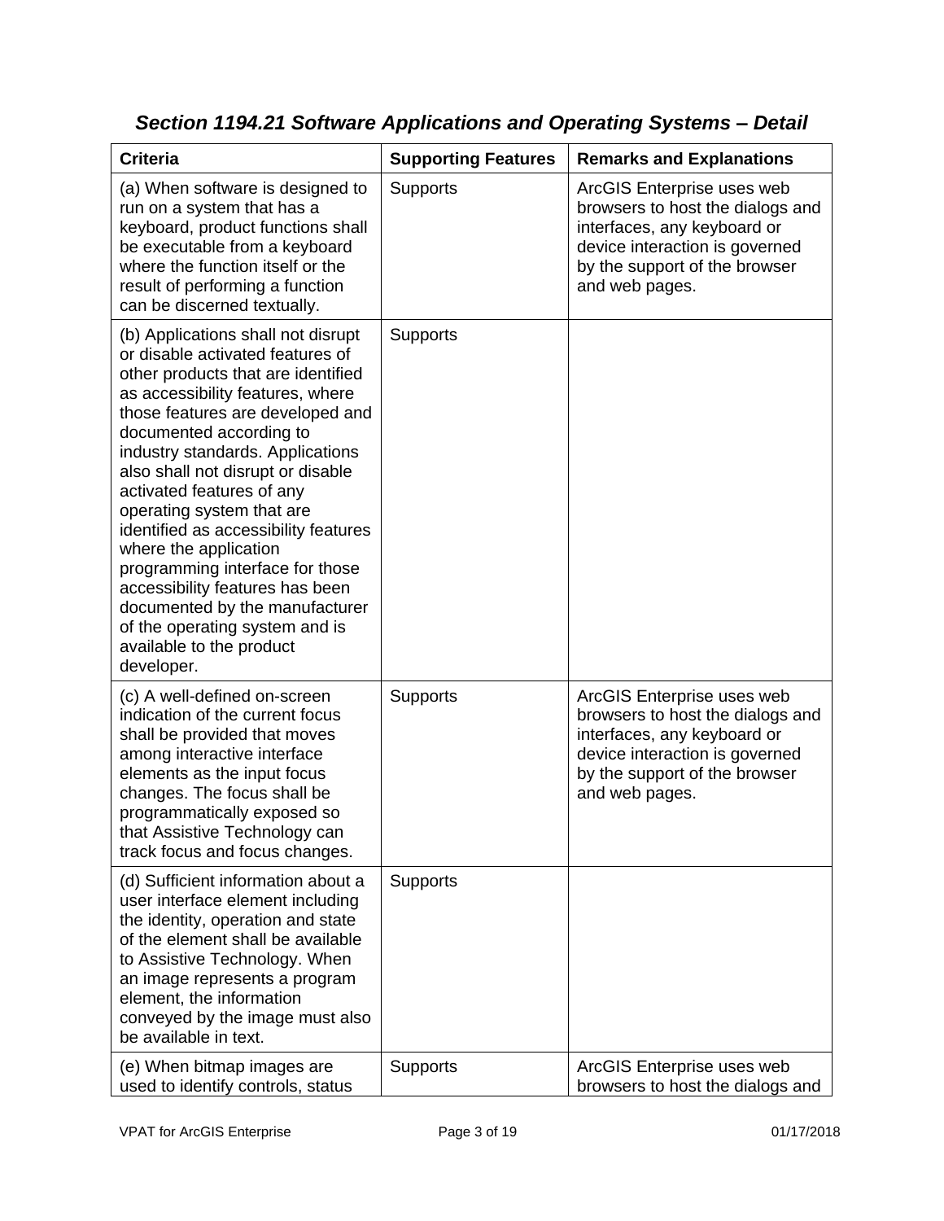### *Section 1194.21 Software Applications and Operating Systems – Detail*

| Criteria | Supporting Features | Remarks and Explanations |
|---|---|---|
| (a) When software is designed to run on a system that has a keyboard, product functions shall be executable from a keyboard where the function itself or the result of performing a function can be discerned textually. | Supports | ArcGIS Enterprise uses web browsers to host the dialogs and interfaces, any keyboard or device interaction is governed by the support of the browser and web pages. |
| (b) Applications shall not disrupt or disable activated features of other products that are identified as accessibility features, where those features are developed and documented according to industry standards. Applications also shall not disrupt or disable activated features of any operating system that are identified as accessibility features where the application programming interface for those accessibility features has been documented by the manufacturer of the operating system and is available to the product developer. | Supports | |
| (c) A well-defined on-screen indication of the current focus shall be provided that moves among interactive interface elements as the input focus changes. The focus shall be programmatically exposed so that Assistive Technology can track focus and focus changes. | Supports | ArcGIS Enterprise uses web browsers to host the dialogs and interfaces, any keyboard or device interaction is governed by the support of the browser and web pages. |
| (d) Sufficient information about a user interface element including the identity, operation and state of the element shall be available to Assistive Technology. When an image represents a program element, the information conveyed by the image must also be available in text. | Supports | |
| (e) When bitmap images are used to identify controls, status | Supports | ArcGIS Enterprise uses web browsers to host the dialogs and |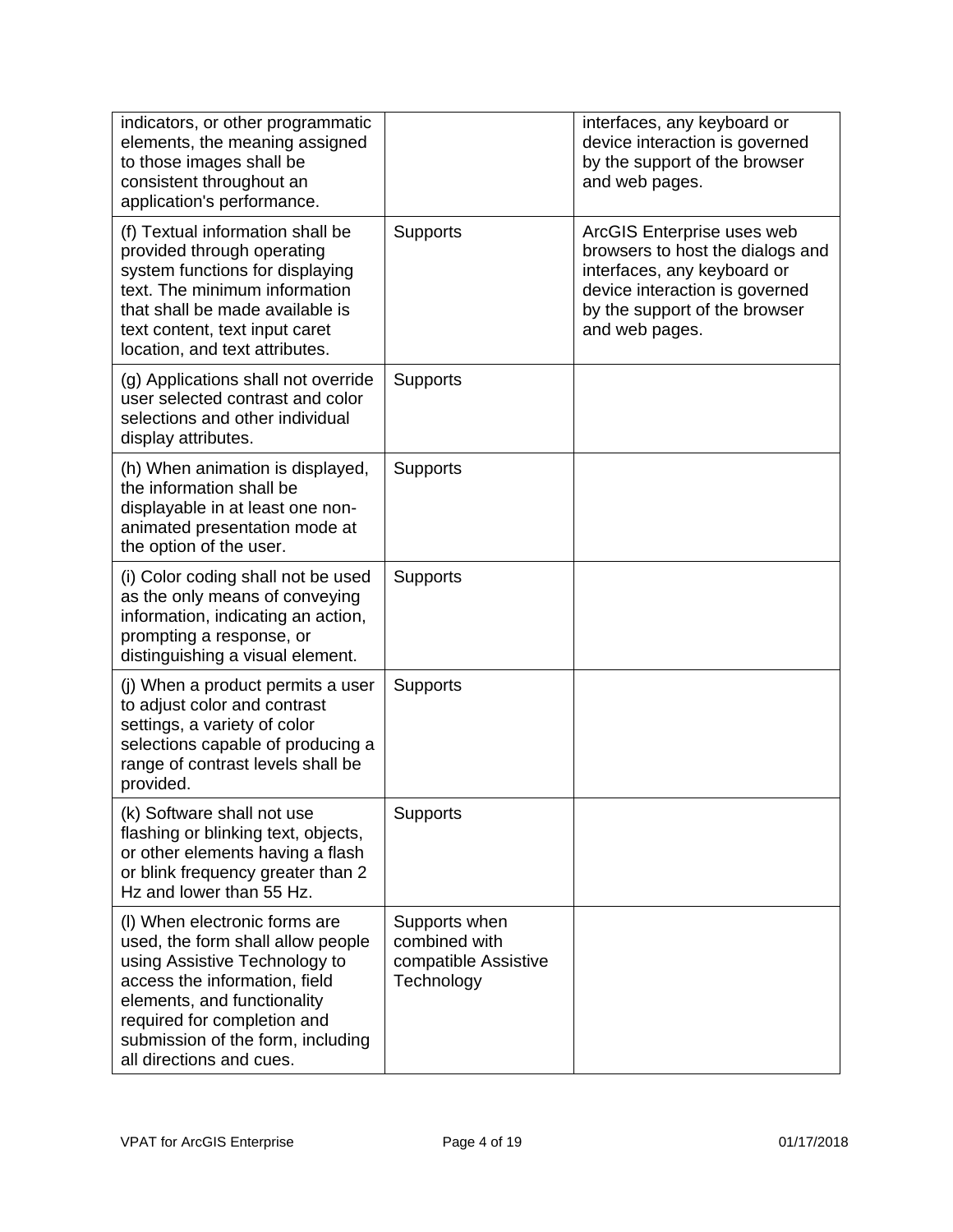| | | |
|---|---|---|
| indicators, or other programmatic elements, the meaning assigned to those images shall be consistent throughout an application's performance. | | interfaces, any keyboard or device interaction is governed by the support of the browser and web pages. |
| (f) Textual information shall be provided through operating system functions for displaying text. The minimum information that shall be made available is text content, text input caret location, and text attributes. | Supports | ArcGIS Enterprise uses web browsers to host the dialogs and interfaces, any keyboard or device interaction is governed by the support of the browser and web pages. |
| (g) Applications shall not override user selected contrast and color selections and other individual display attributes. | Supports | |
| (h) When animation is displayed, the information shall be displayable in at least one non-animated presentation mode at the option of the user. | Supports | |
| (i) Color coding shall not be used as the only means of conveying information, indicating an action, prompting a response, or distinguishing a visual element. | Supports | |
| (j) When a product permits a user to adjust color and contrast settings, a variety of color selections capable of producing a range of contrast levels shall be provided. | Supports | |
| (k) Software shall not use flashing or blinking text, objects, or other elements having a flash or blink frequency greater than 2 Hz and lower than 55 Hz. | Supports | |
| (l) When electronic forms are used, the form shall allow people using Assistive Technology to access the information, field elements, and functionality required for completion and submission of the form, including all directions and cues. | Supports when combined with compatible Assistive Technology | |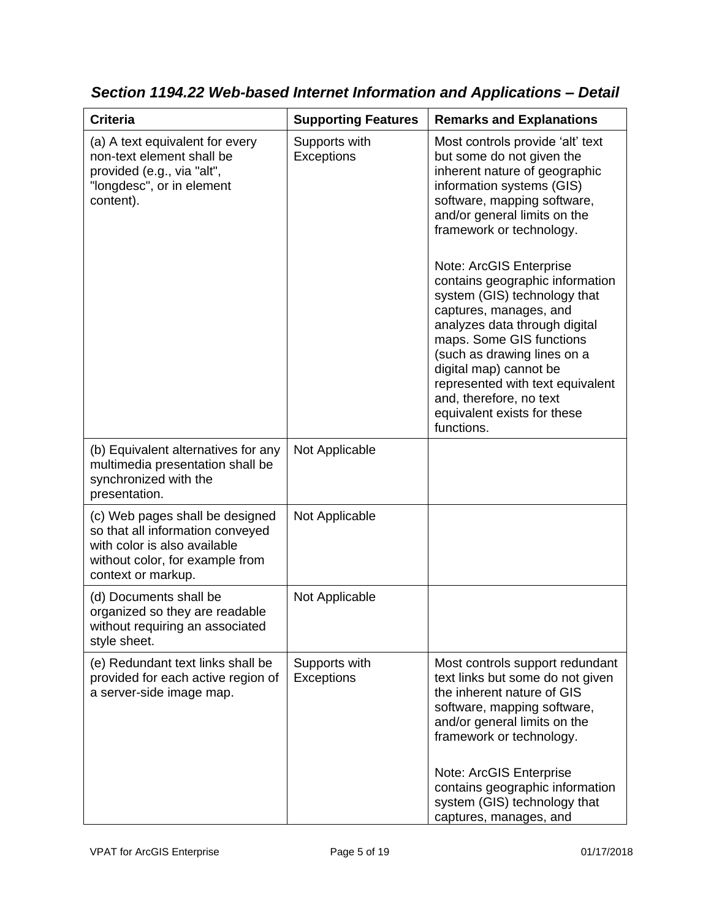### *Section 1194.22 Web-based Internet Information and Applications – Detail*

| Criteria | Supporting Features | Remarks and Explanations |
|---|---|---|
| (a) A text equivalent for every non-text element shall be provided (e.g., via "alt", "longdesc", or in element content). | Supports with Exceptions | Most controls provide 'alt' text but some do not given the inherent nature of geographic information systems (GIS) software, mapping software, and/or general limits on the framework or technology.<br><br>Note: ArcGIS Enterprise contains geographic information system (GIS) technology that captures, manages, and analyzes data through digital maps. Some GIS functions (such as drawing lines on a digital map) cannot be represented with text equivalent and, therefore, no text equivalent exists for these functions. |
| (b) Equivalent alternatives for any multimedia presentation shall be synchronized with the presentation. | Not Applicable | |
| (c) Web pages shall be designed so that all information conveyed with color is also available without color, for example from context or markup. | Not Applicable | |
| (d) Documents shall be organized so they are readable without requiring an associated style sheet. | Not Applicable | |
| (e) Redundant text links shall be provided for each active region of a server-side image map. | Supports with Exceptions | Most controls support redundant text links but some do not given the inherent nature of GIS software, mapping software, and/or general limits on the framework or technology.<br><br>Note: ArcGIS Enterprise contains geographic information system (GIS) technology that captures, manages, and |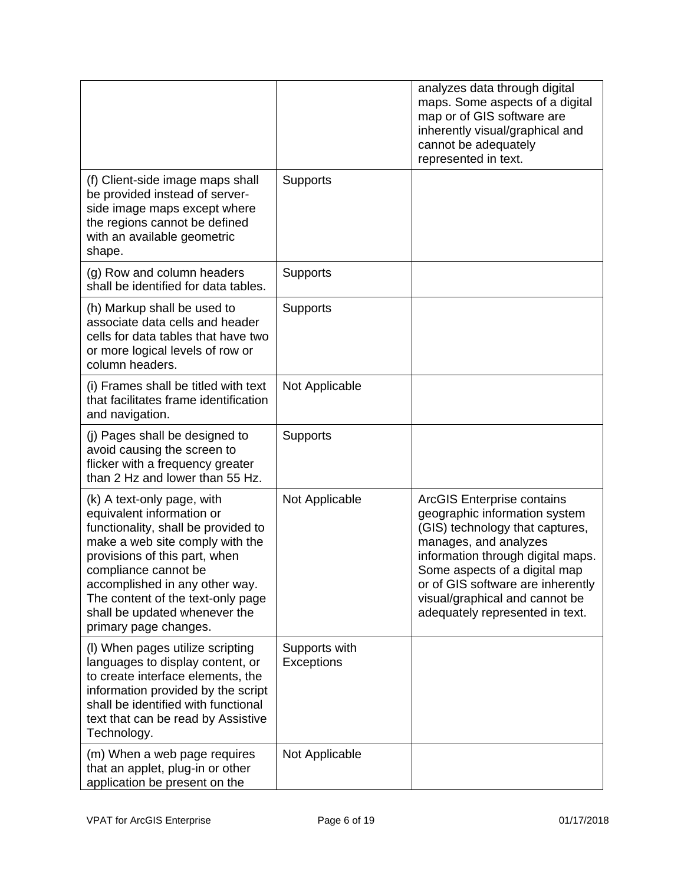| | | |
|---|---|---|
| | | analyzes data through digital maps. Some aspects of a digital map or of GIS software are inherently visual/graphical and cannot be adequately represented in text. |
| (f) Client-side image maps shall be provided instead of server-side image maps except where the regions cannot be defined with an available geometric shape. | Supports | |
| (g) Row and column headers shall be identified for data tables. | Supports | |
| (h) Markup shall be used to associate data cells and header cells for data tables that have two or more logical levels of row or column headers. | Supports | |
| (i) Frames shall be titled with text that facilitates frame identification and navigation. | Not Applicable | |
| (j) Pages shall be designed to avoid causing the screen to flicker with a frequency greater than 2 Hz and lower than 55 Hz. | Supports | |
| (k) A text-only page, with equivalent information or functionality, shall be provided to make a web site comply with the provisions of this part, when compliance cannot be accomplished in any other way. The content of the text-only page shall be updated whenever the primary page changes. | Not Applicable | ArcGIS Enterprise contains geographic information system (GIS) technology that captures, manages, and analyzes information through digital maps. Some aspects of a digital map or of GIS software are inherently visual/graphical and cannot be adequately represented in text. |
| (l) When pages utilize scripting languages to display content, or to create interface elements, the information provided by the script shall be identified with functional text that can be read by Assistive Technology. | Supports with Exceptions | |
| (m) When a web page requires that an applet, plug-in or other application be present on the | Not Applicable | |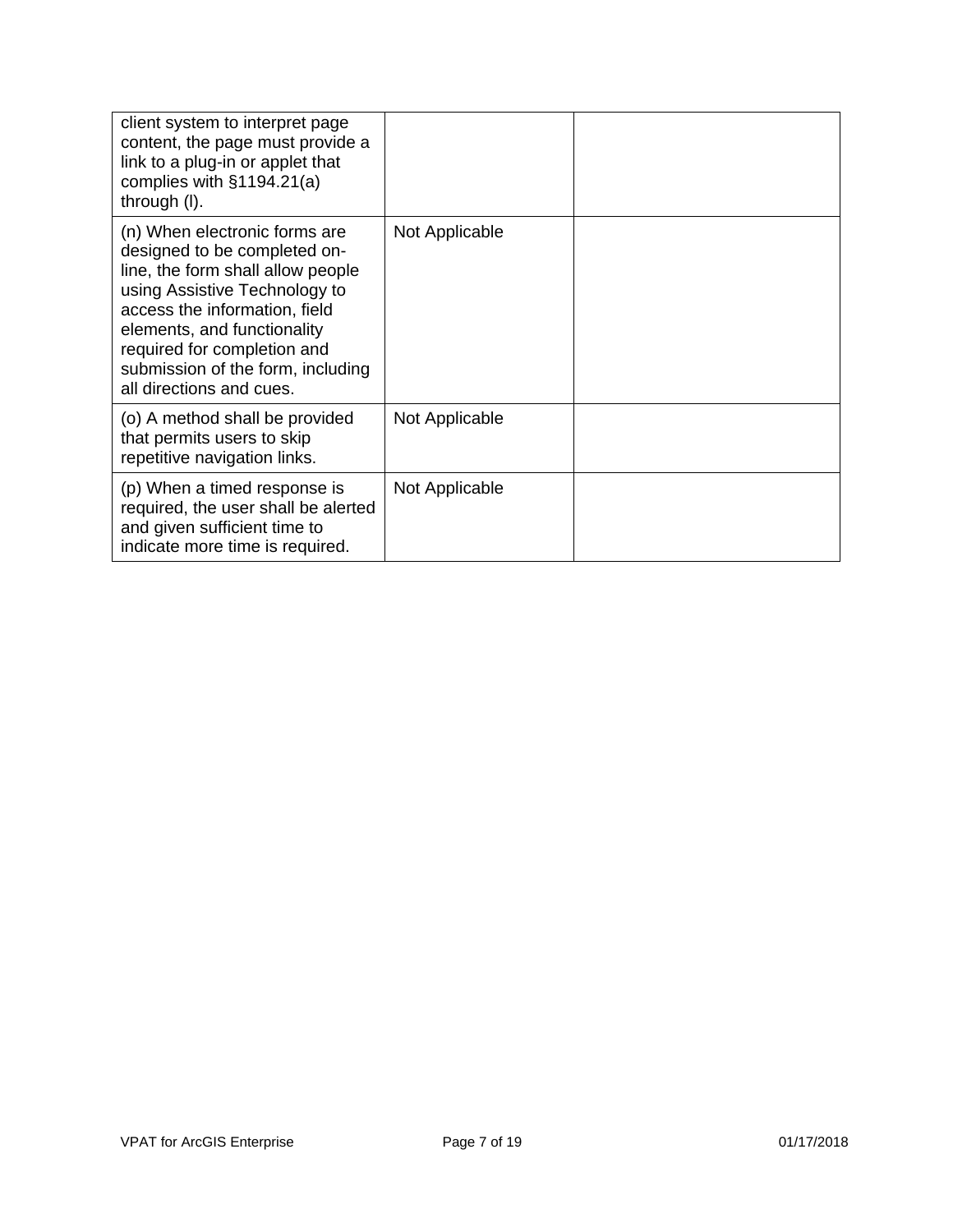| | | |
|---|---|---|
| client system to interpret page content, the page must provide a link to a plug-in or applet that complies with §1194.21(a) through (l). | | |
| (n) When electronic forms are designed to be completed on-line, the form shall allow people using Assistive Technology to access the information, field elements, and functionality required for completion and submission of the form, including all directions and cues. | Not Applicable | |
| (o) A method shall be provided that permits users to skip repetitive navigation links. | Not Applicable | |
| (p) When a timed response is required, the user shall be alerted and given sufficient time to indicate more time is required. | Not Applicable | |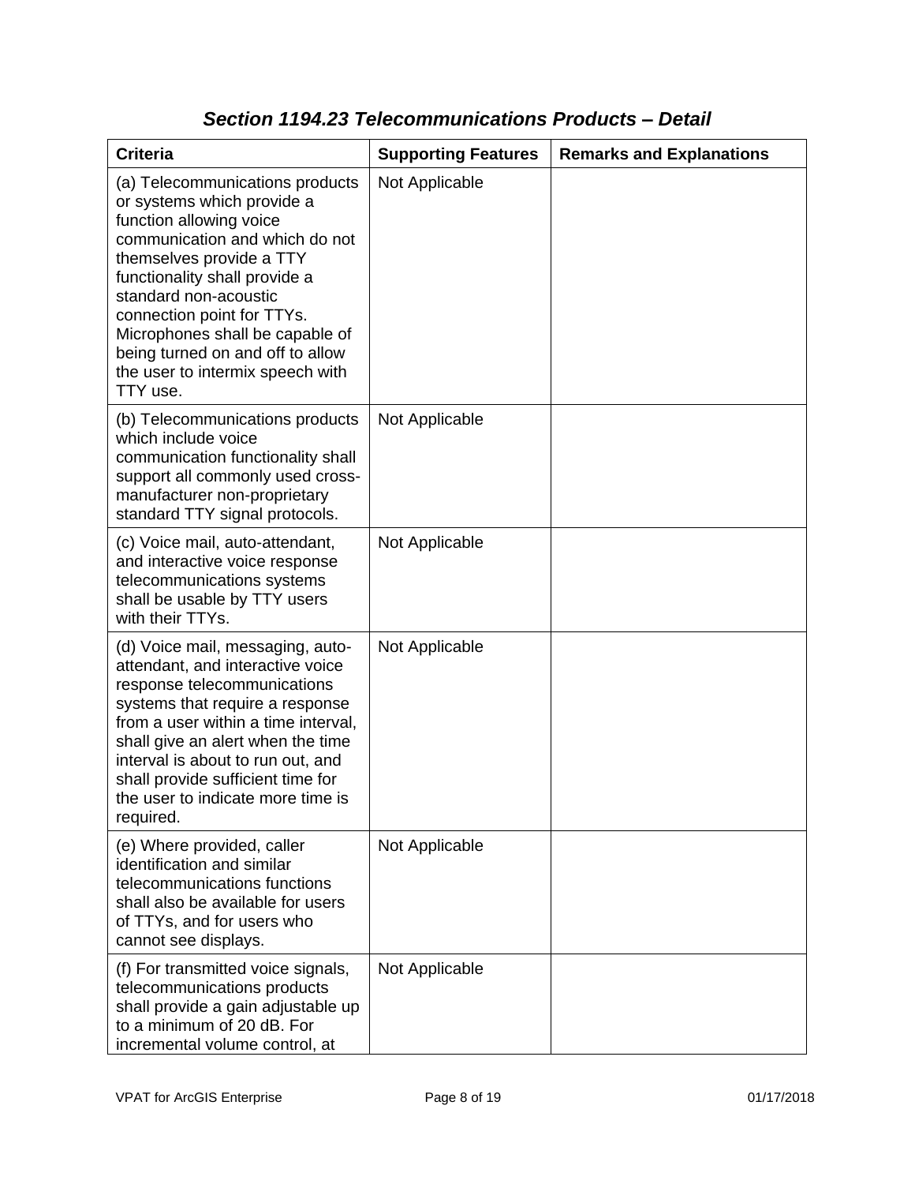### *Section 1194.23 Telecommunications Products – Detail*

| Criteria | Supporting Features | Remarks and Explanations |
| --- | --- | --- |
| (a) Telecommunications products or systems which provide a function allowing voice communication and which do not themselves provide a TTY functionality shall provide a standard non-acoustic connection point for TTYs. Microphones shall be capable of being turned on and off to allow the user to intermix speech with TTY use. | Not Applicable | |
| (b) Telecommunications products which include voice communication functionality shall support all commonly used cross-manufacturer non-proprietary standard TTY signal protocols. | Not Applicable | |
| (c) Voice mail, auto-attendant, and interactive voice response telecommunications systems shall be usable by TTY users with their TTYs. | Not Applicable | |
| (d) Voice mail, messaging, auto-attendant, and interactive voice response telecommunications systems that require a response from a user within a time interval, shall give an alert when the time interval is about to run out, and shall provide sufficient time for the user to indicate more time is required. | Not Applicable | |
| (e) Where provided, caller identification and similar telecommunications functions shall also be available for users of TTYs, and for users who cannot see displays. | Not Applicable | |
| (f) For transmitted voice signals, telecommunications products shall provide a gain adjustable up to a minimum of 20 dB. For incremental volume control, at | Not Applicable | |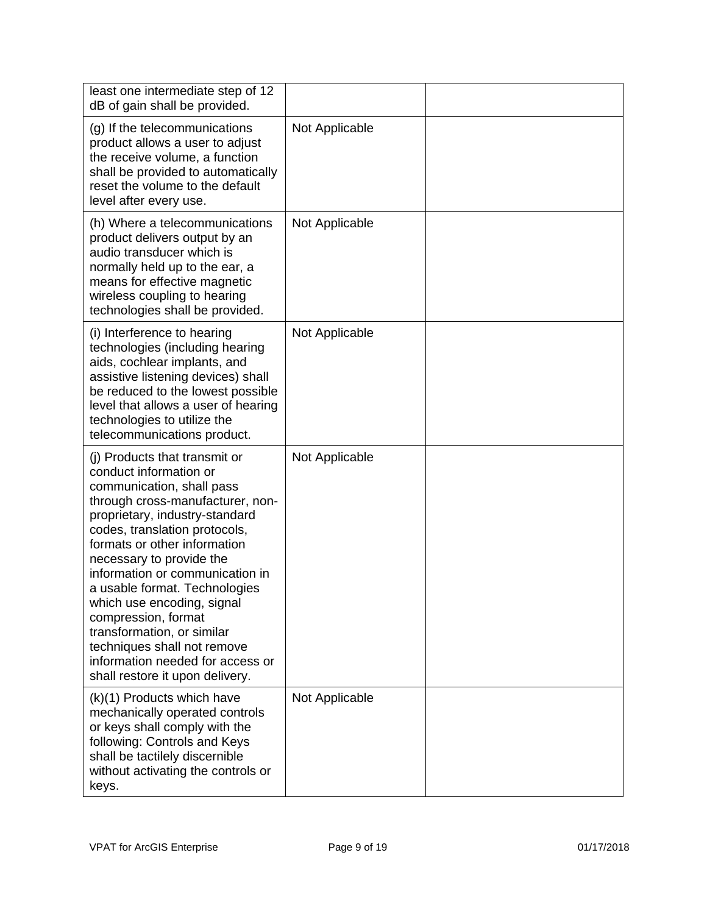| | | |
|---|---|---|
| least one intermediate step of 12 dB of gain shall be provided. | | |
| (g) If the telecommunications product allows a user to adjust the receive volume, a function shall be provided to automatically reset the volume to the default level after every use. | Not Applicable | |
| (h) Where a telecommunications product delivers output by an audio transducer which is normally held up to the ear, a means for effective magnetic wireless coupling to hearing technologies shall be provided. | Not Applicable | |
| (i) Interference to hearing technologies (including hearing aids, cochlear implants, and assistive listening devices) shall be reduced to the lowest possible level that allows a user of hearing technologies to utilize the telecommunications product. | Not Applicable | |
| (j) Products that transmit or conduct information or communication, shall pass through cross-manufacturer, non-proprietary, industry-standard codes, translation protocols, formats or other information necessary to provide the information or communication in a usable format. Technologies which use encoding, signal compression, format transformation, or similar techniques shall not remove information needed for access or shall restore it upon delivery. | Not Applicable | |
| (k)(1) Products which have mechanically operated controls or keys shall comply with the following: Controls and Keys shall be tactilely discernible without activating the controls or keys. | Not Applicable | |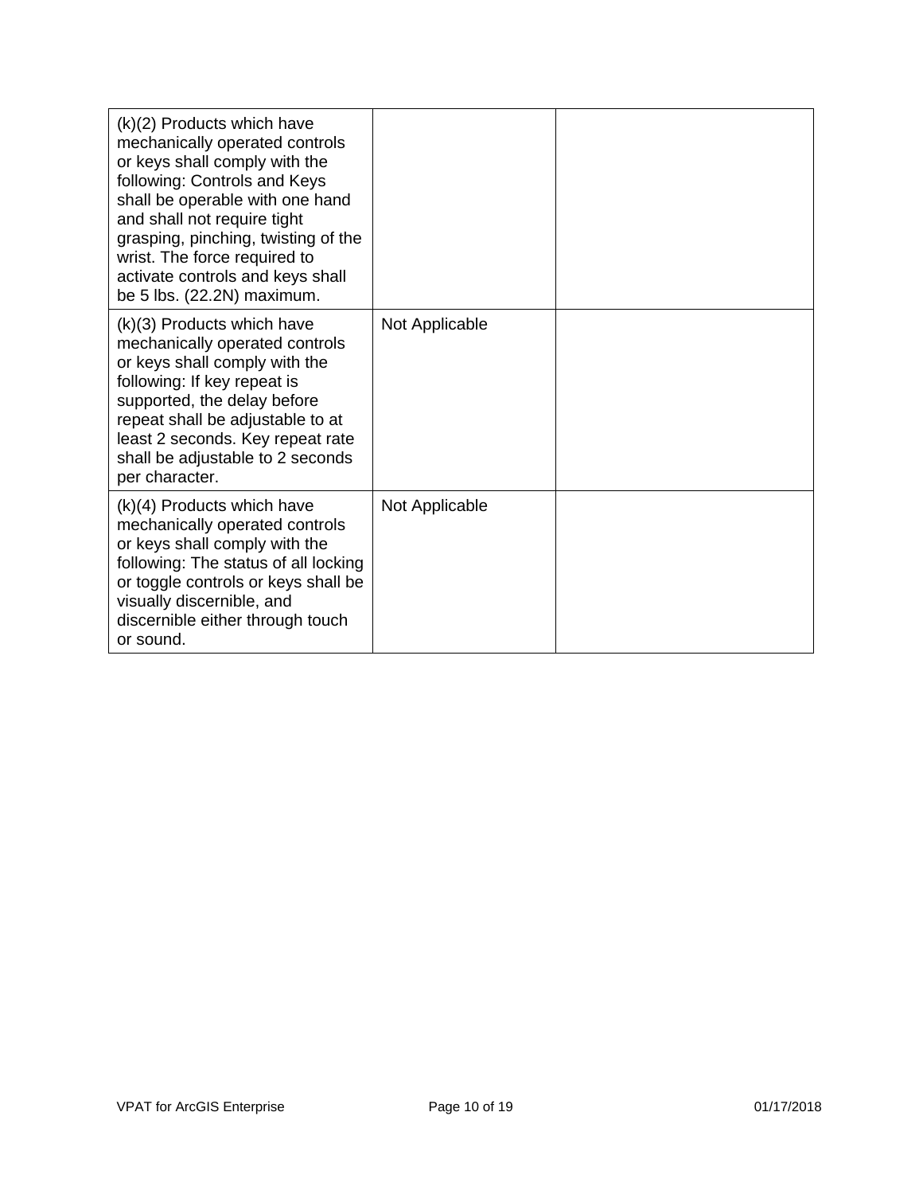| | | |
|---|---|---|
| (k)(2) Products which have mechanically operated controls or keys shall comply with the following: Controls and Keys shall be operable with one hand and shall not require tight grasping, pinching, twisting of the wrist. The force required to activate controls and keys shall be 5 lbs. (22.2N) maximum. | | |
| (k)(3) Products which have mechanically operated controls or keys shall comply with the following: If key repeat is supported, the delay before repeat shall be adjustable to at least 2 seconds. Key repeat rate shall be adjustable to 2 seconds per character. | Not Applicable | |
| (k)(4) Products which have mechanically operated controls or keys shall comply with the following: The status of all locking or toggle controls or keys shall be visually discernible, and discernible either through touch or sound. | Not Applicable | |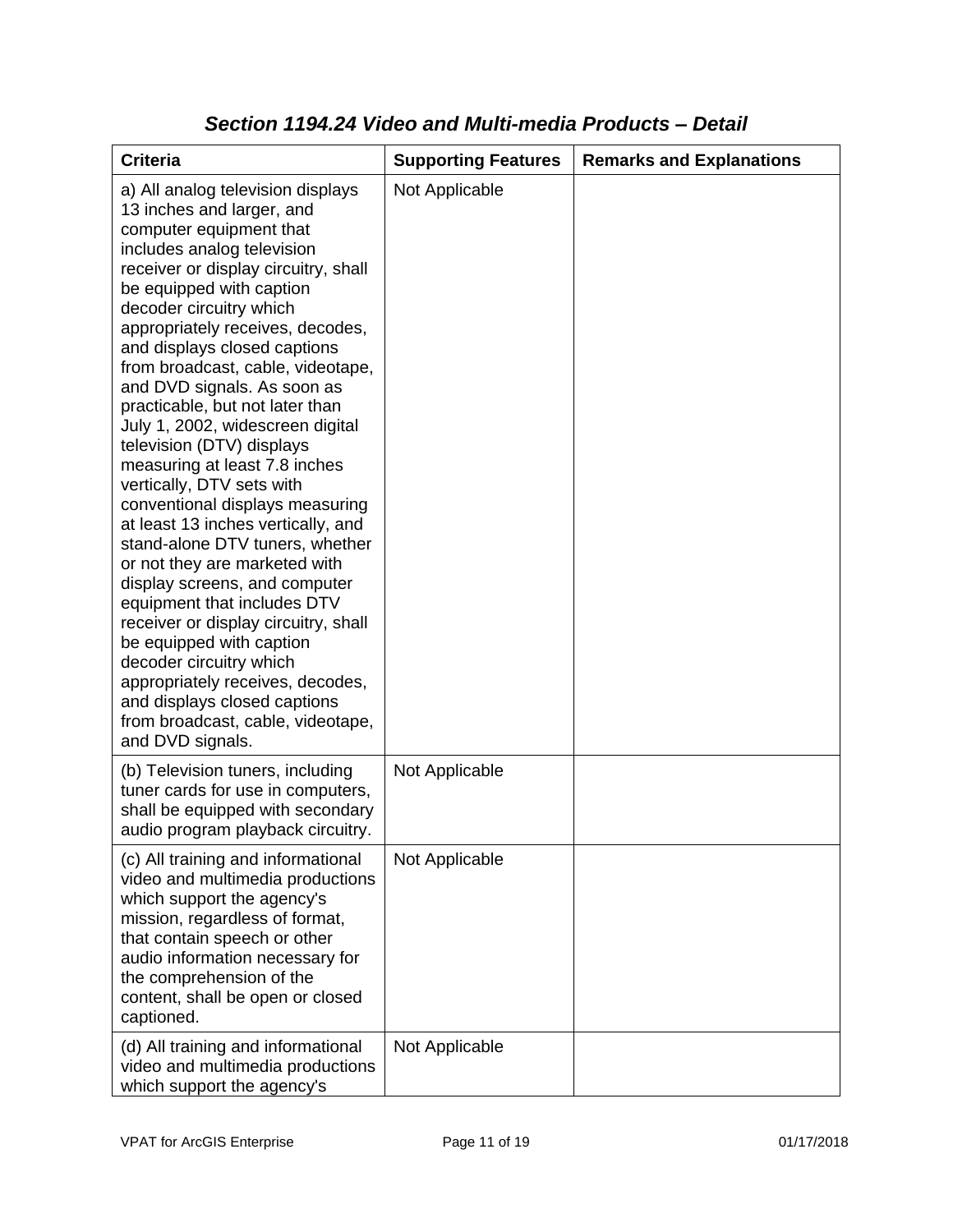## *Section 1194.24 Video and Multi-media Products – Detail*

| Criteria | Supporting Features | Remarks and Explanations |
|---|---|---|
| a) All analog television displays 13 inches and larger, and computer equipment that includes analog television receiver or display circuitry, shall be equipped with caption decoder circuitry which appropriately receives, decodes, and displays closed captions from broadcast, cable, videotape, and DVD signals. As soon as practicable, but not later than July 1, 2002, widescreen digital television (DTV) displays measuring at least 7.8 inches vertically, DTV sets with conventional displays measuring at least 13 inches vertically, and stand-alone DTV tuners, whether or not they are marketed with display screens, and computer equipment that includes DTV receiver or display circuitry, shall be equipped with caption decoder circuitry which appropriately receives, decodes, and displays closed captions from broadcast, cable, videotape, and DVD signals. | Not Applicable | |
| (b) Television tuners, including tuner cards for use in computers, shall be equipped with secondary audio program playback circuitry. | Not Applicable | |
| (c) All training and informational video and multimedia productions which support the agency's mission, regardless of format, that contain speech or other audio information necessary for the comprehension of the content, shall be open or closed captioned. | Not Applicable | |
| (d) All training and informational video and multimedia productions which support the agency's | Not Applicable | |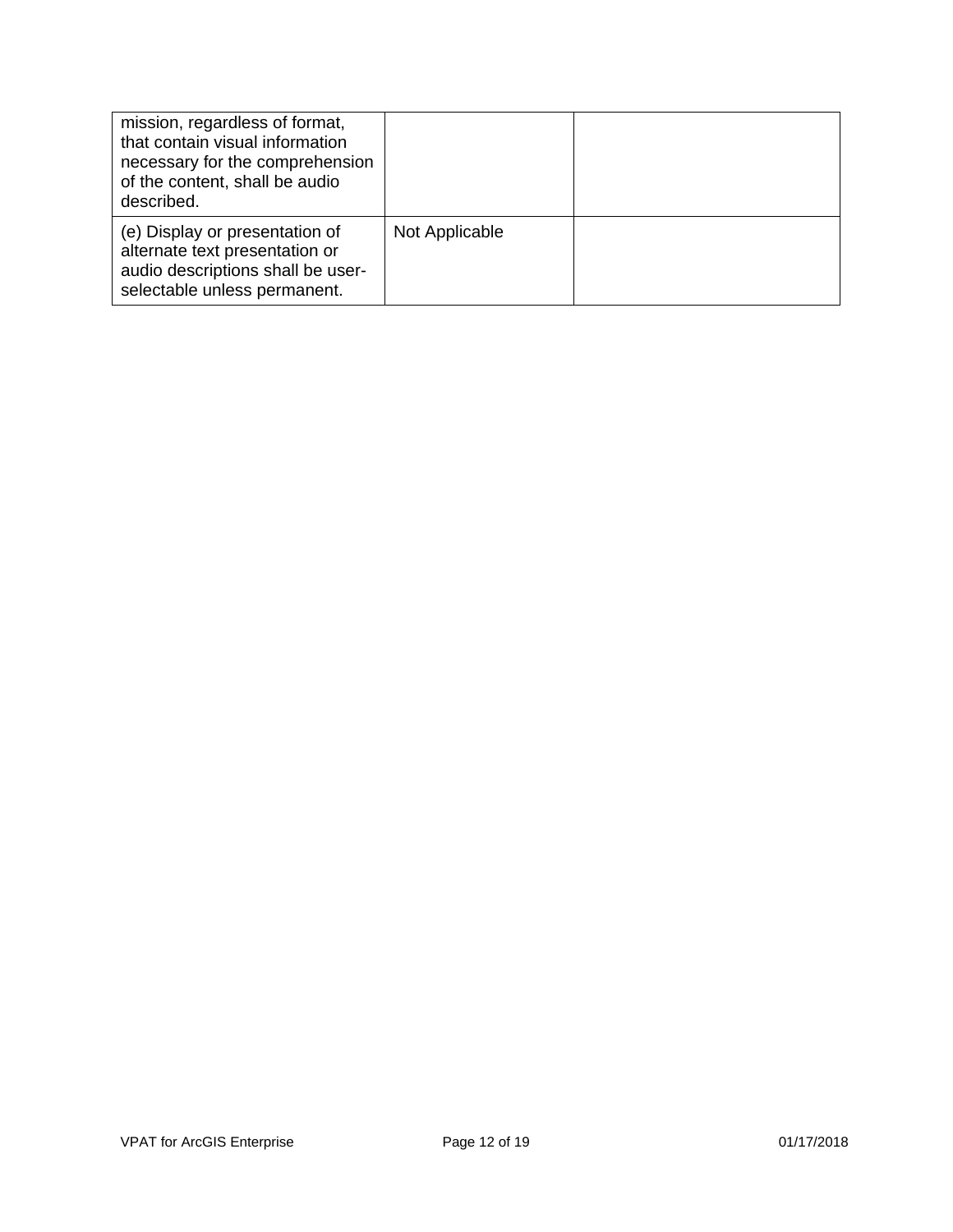| | | |
|---|---|---|
| mission, regardless of format, that contain visual information necessary for the comprehension of the content, shall be audio described. | | |
| (e) Display or presentation of alternate text presentation or audio descriptions shall be user-selectable unless permanent. | Not Applicable | |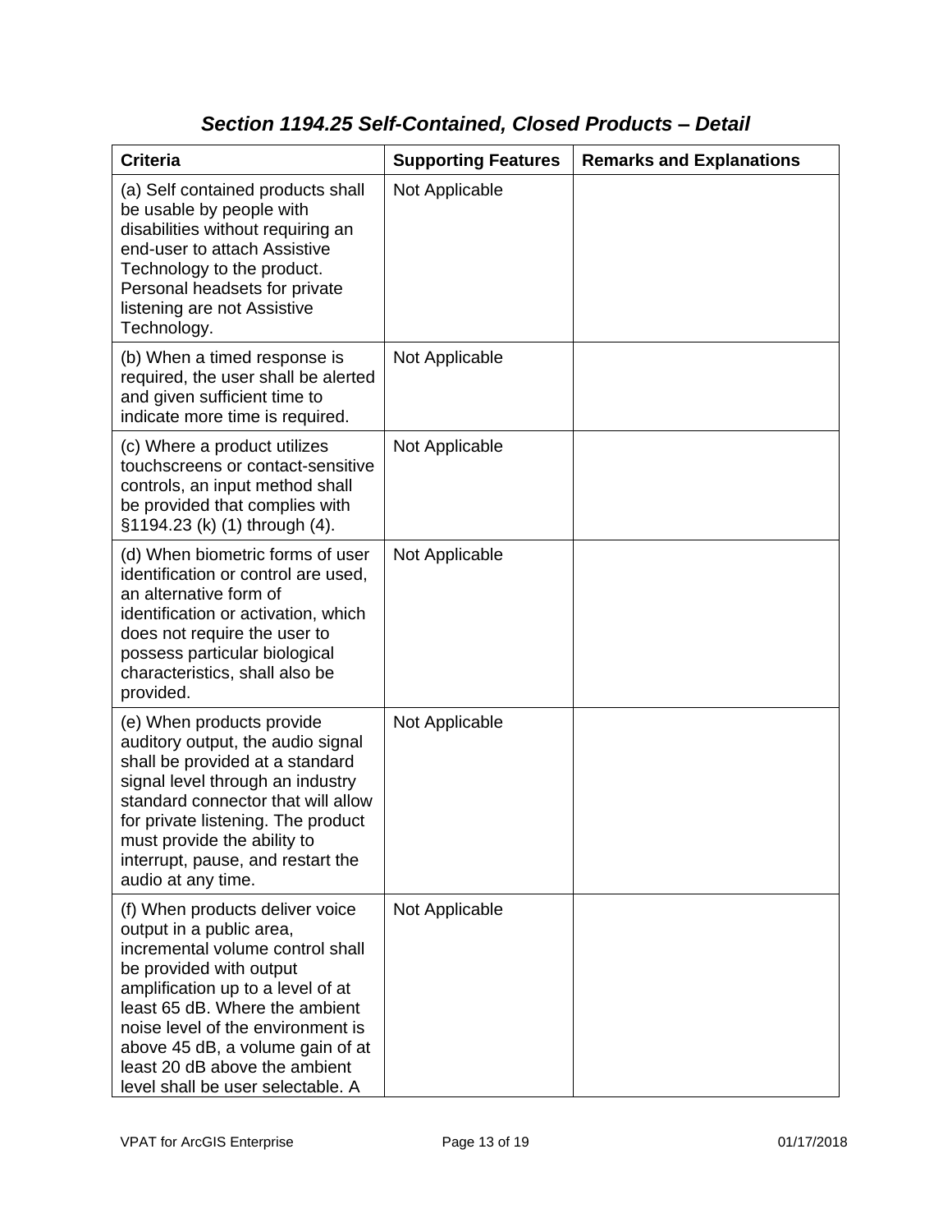### *Section 1194.25 Self-Contained, Closed Products – Detail*

| Criteria | Supporting Features | Remarks and Explanations |
|---|---|---|
| (a) Self contained products shall be usable by people with disabilities without requiring an end-user to attach Assistive Technology to the product. Personal headsets for private listening are not Assistive Technology. | Not Applicable | |
| (b) When a timed response is required, the user shall be alerted and given sufficient time to indicate more time is required. | Not Applicable | |
| (c) Where a product utilizes touchscreens or contact-sensitive controls, an input method shall be provided that complies with §1194.23 (k) (1) through (4). | Not Applicable | |
| (d) When biometric forms of user identification or control are used, an alternative form of identification or activation, which does not require the user to possess particular biological characteristics, shall also be provided. | Not Applicable | |
| (e) When products provide auditory output, the audio signal shall be provided at a standard signal level through an industry standard connector that will allow for private listening. The product must provide the ability to interrupt, pause, and restart the audio at any time. | Not Applicable | |
| (f) When products deliver voice output in a public area, incremental volume control shall be provided with output amplification up to a level of at least 65 dB. Where the ambient noise level of the environment is above 45 dB, a volume gain of at least 20 dB above the ambient level shall be user selectable. A | Not Applicable | |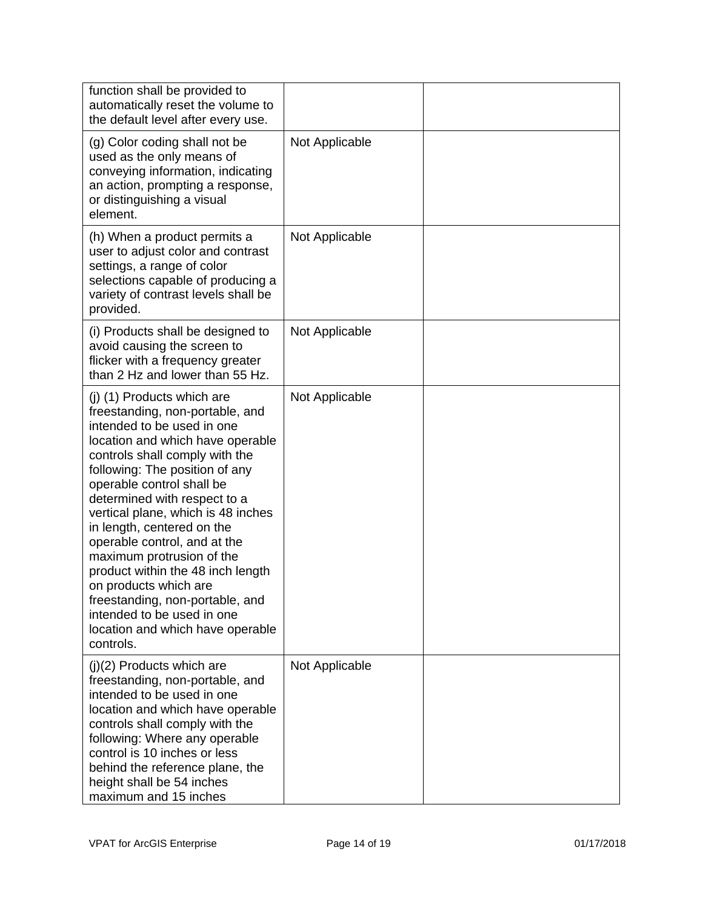| | | |
|---|---|---|
| function shall be provided to automatically reset the volume to the default level after every use. | | |
| (g) Color coding shall not be used as the only means of conveying information, indicating an action, prompting a response, or distinguishing a visual element. | Not Applicable | |
| (h) When a product permits a user to adjust color and contrast settings, a range of color selections capable of producing a variety of contrast levels shall be provided. | Not Applicable | |
| (i) Products shall be designed to avoid causing the screen to flicker with a frequency greater than 2 Hz and lower than 55 Hz. | Not Applicable | |
| (j) (1) Products which are freestanding, non-portable, and intended to be used in one location and which have operable controls shall comply with the following: The position of any operable control shall be determined with respect to a vertical plane, which is 48 inches in length, centered on the operable control, and at the maximum protrusion of the product within the 48 inch length on products which are freestanding, non-portable, and intended to be used in one location and which have operable controls. | Not Applicable | |
| (j)(2) Products which are freestanding, non-portable, and intended to be used in one location and which have operable controls shall comply with the following: Where any operable control is 10 inches or less behind the reference plane, the height shall be 54 inches maximum and 15 inches | Not Applicable | |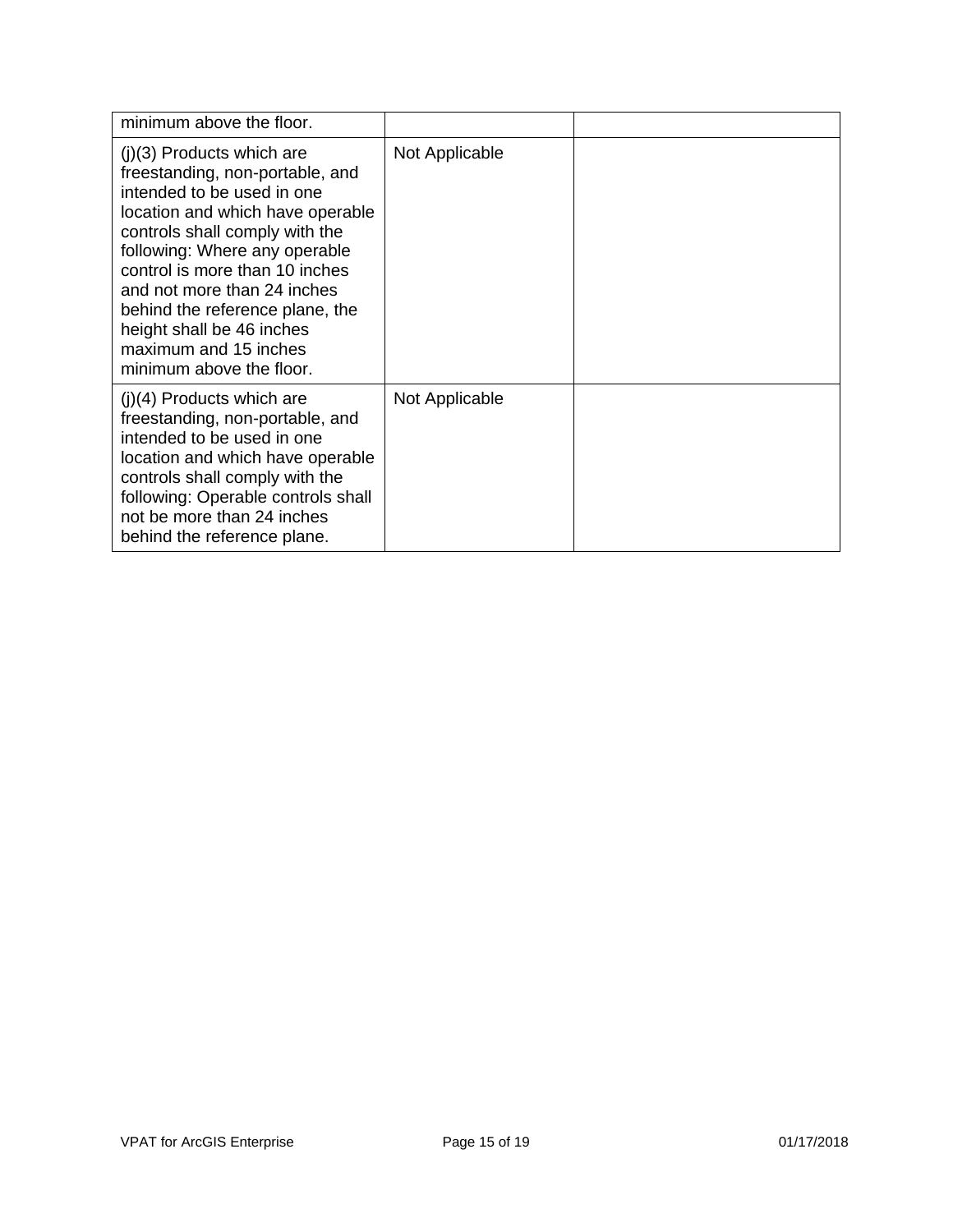| | | |
|---|---|---|
| minimum above the floor. | | |
| (j)(3) Products which are freestanding, non-portable, and intended to be used in one location and which have operable controls shall comply with the following: Where any operable control is more than 10 inches and not more than 24 inches behind the reference plane, the height shall be 46 inches maximum and 15 inches minimum above the floor. | Not Applicable | |
| (j)(4) Products which are freestanding, non-portable, and intended to be used in one location and which have operable controls shall comply with the following: Operable controls shall not be more than 24 inches behind the reference plane. | Not Applicable | |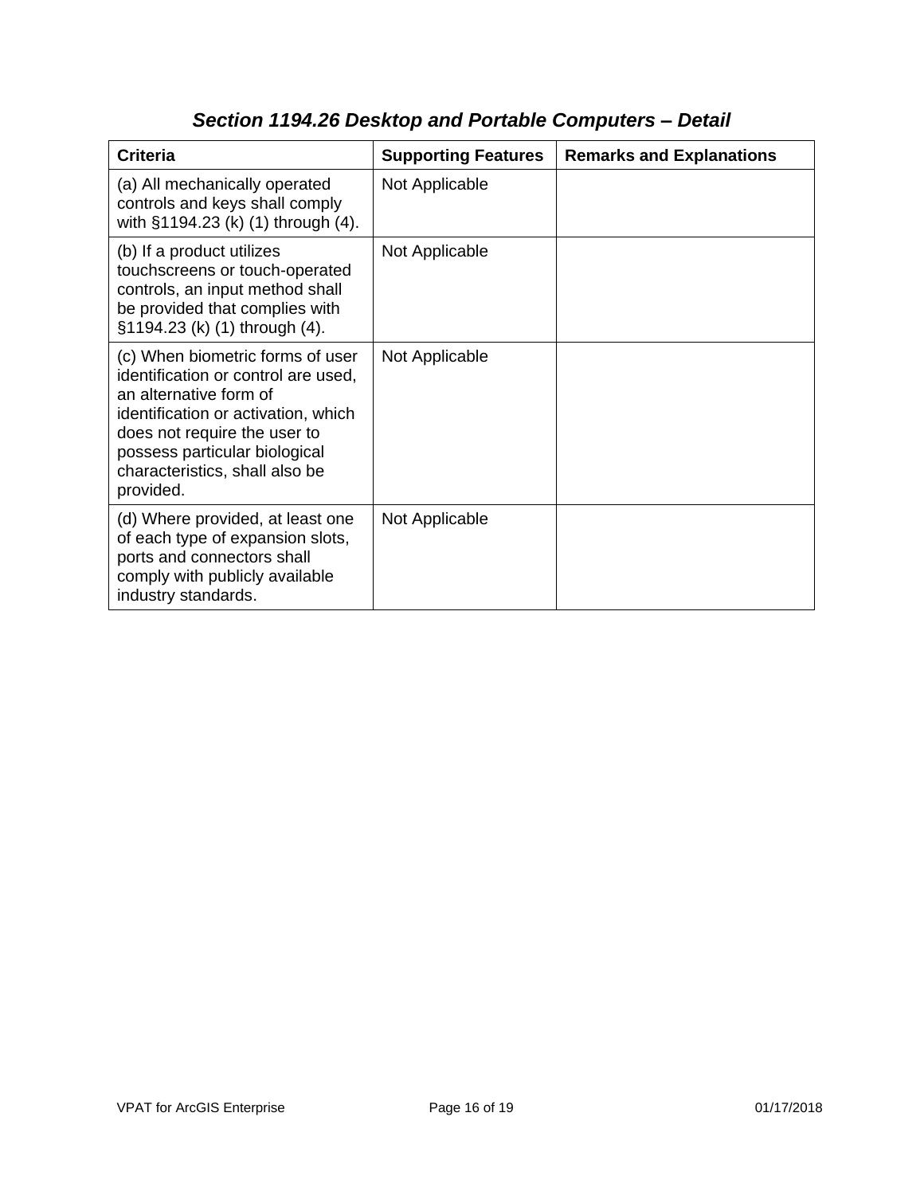## *Section 1194.26 Desktop and Portable Computers – Detail*

| Criteria | Supporting Features | Remarks and Explanations |
| --- | --- | --- |
| (a) All mechanically operated controls and keys shall comply with §1194.23 (k) (1) through (4). | Not Applicable | |
| (b) If a product utilizes touchscreens or touch-operated controls, an input method shall be provided that complies with §1194.23 (k) (1) through (4). | Not Applicable | |
| (c) When biometric forms of user identification or control are used, an alternative form of identification or activation, which does not require the user to possess particular biological characteristics, shall also be provided. | Not Applicable | |
| (d) Where provided, at least one of each type of expansion slots, ports and connectors shall comply with publicly available industry standards. | Not Applicable | |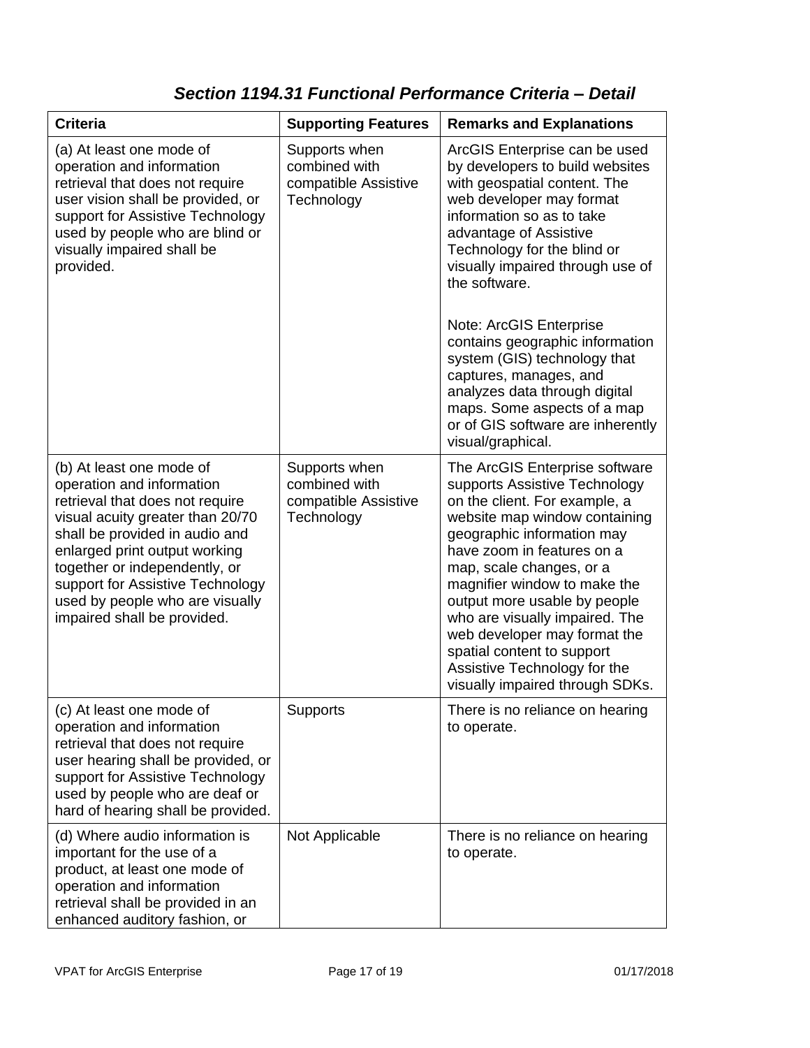## *Section 1194.31 Functional Performance Criteria – Detail*

| Criteria | Supporting Features | Remarks and Explanations |
|---|---|---|
| (a) At least one mode of operation and information retrieval that does not require user vision shall be provided, or support for Assistive Technology used by people who are blind or visually impaired shall be provided. | Supports when combined with compatible Assistive Technology | ArcGIS Enterprise can be used by developers to build websites with geospatial content. The web developer may format information so as to take advantage of Assistive Technology for the blind or visually impaired through use of the software.<br><br>Note: ArcGIS Enterprise contains geographic information system (GIS) technology that captures, manages, and analyzes data through digital maps. Some aspects of a map or of GIS software are inherently visual/graphical. |
| (b) At least one mode of operation and information retrieval that does not require visual acuity greater than 20/70 shall be provided in audio and enlarged print output working together or independently, or support for Assistive Technology used by people who are visually impaired shall be provided. | Supports when combined with compatible Assistive Technology | The ArcGIS Enterprise software supports Assistive Technology on the client. For example, a website map window containing geographic information may have zoom in features on a map, scale changes, or a magnifier window to make the output more usable by people who are visually impaired. The web developer may format the spatial content to support Assistive Technology for the visually impaired through SDKs. |
| (c) At least one mode of operation and information retrieval that does not require user hearing shall be provided, or support for Assistive Technology used by people who are deaf or hard of hearing shall be provided. | Supports | There is no reliance on hearing to operate. |
| (d) Where audio information is important for the use of a product, at least one mode of operation and information retrieval shall be provided in an enhanced auditory fashion, or | Not Applicable | There is no reliance on hearing to operate. |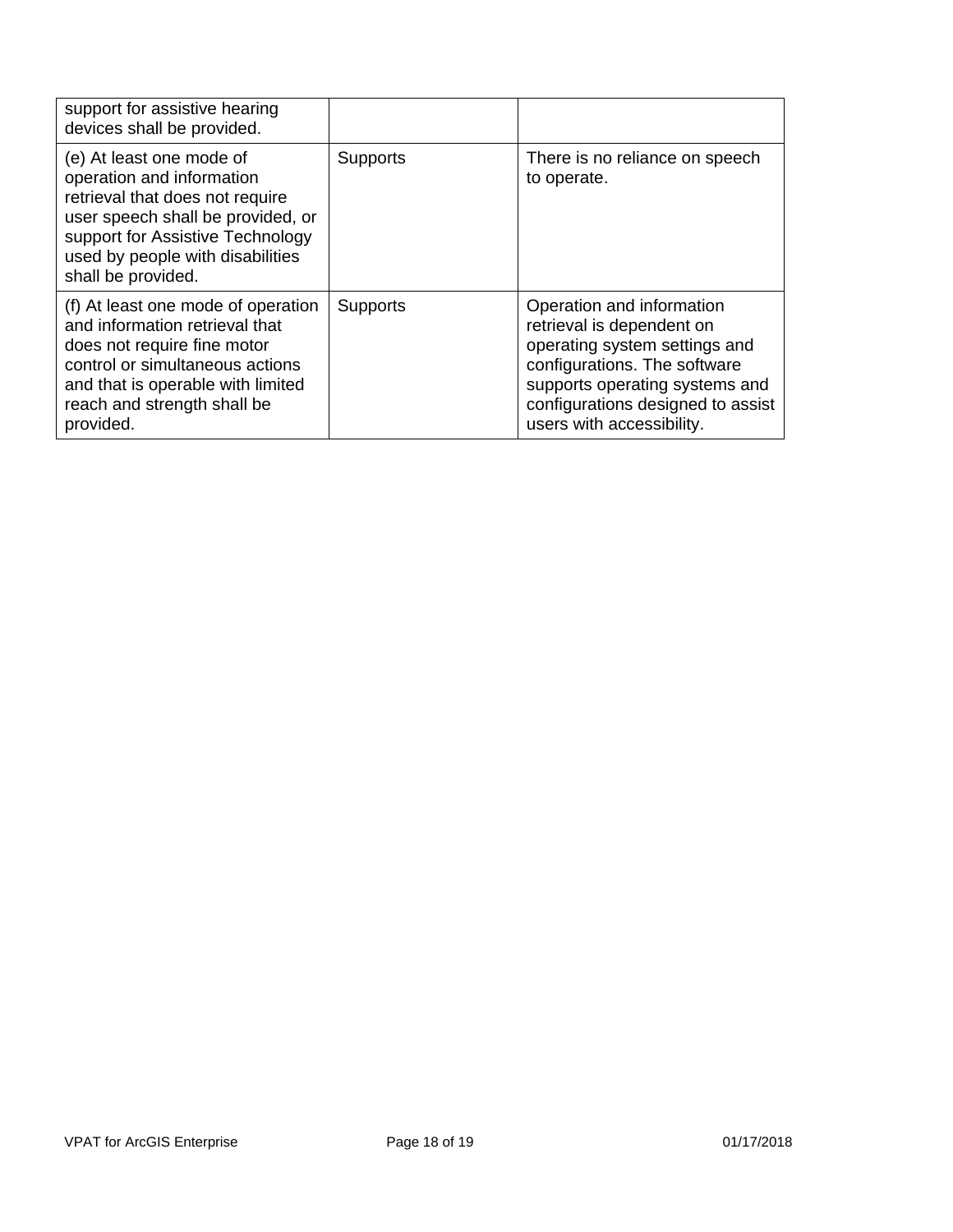| | | |
|---|---|---|
| support for assistive hearing devices shall be provided. | | |
| (e) At least one mode of operation and information retrieval that does not require user speech shall be provided, or support for Assistive Technology used by people with disabilities shall be provided. | Supports | There is no reliance on speech to operate. |
| (f) At least one mode of operation and information retrieval that does not require fine motor control or simultaneous actions and that is operable with limited reach and strength shall be provided. | Supports | Operation and information retrieval is dependent on operating system settings and configurations. The software supports operating systems and configurations designed to assist users with accessibility. |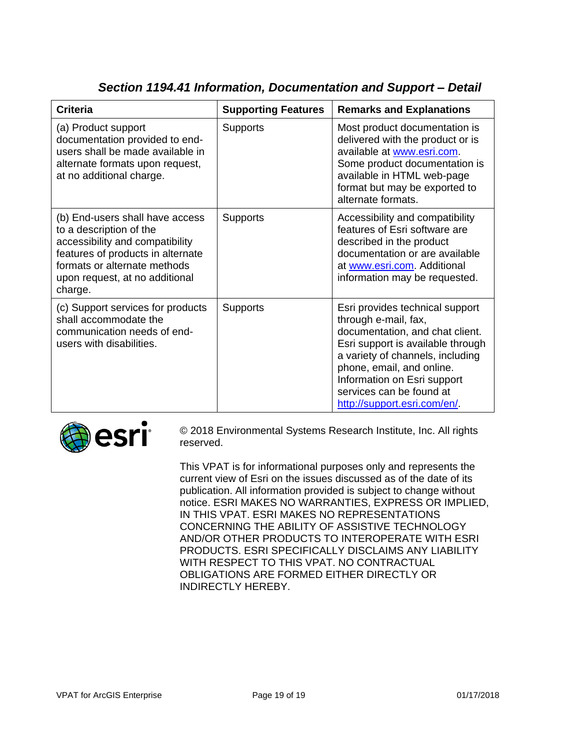### *Section 1194.41 Information, Documentation and Support – Detail*

| Criteria | Supporting Features | Remarks and Explanations |
|---|---|---|
| (a) Product support documentation provided to end-users shall be made available in alternate formats upon request, at no additional charge. | Supports | Most product documentation is delivered with the product or is available at www.esri.com. Some product documentation is available in HTML web-page format but may be exported to alternate formats. |
| (b) End-users shall have access to a description of the accessibility and compatibility features of products in alternate formats or alternate methods upon request, at no additional charge. | Supports | Accessibility and compatibility features of Esri software are described in the product documentation or are available at www.esri.com. Additional information may be requested. |
| (c) Support services for products shall accommodate the communication needs of end-users with disabilities. | Supports | Esri provides technical support through e-mail, fax, documentation, and chat client. Esri support is available through a variety of channels, including phone, email, and online. Information on Esri support services can be found at http://support.esri.com/en/. |

esri

© 2018 Environmental Systems Research Institute, Inc. All rights reserved.

This VPAT is for informational purposes only and represents the current view of Esri on the issues discussed as of the date of its publication. All information provided is subject to change without notice. ESRI MAKES NO WARRANTIES, EXPRESS OR IMPLIED, IN THIS VPAT. ESRI MAKES NO REPRESENTATIONS CONCERNING THE ABILITY OF ASSISTIVE TECHNOLOGY AND/OR OTHER PRODUCTS TO INTEROPERATE WITH ESRI PRODUCTS. ESRI SPECIFICALLY DISCLAIMS ANY LIABILITY WITH RESPECT TO THIS VPAT. NO CONTRACTUAL OBLIGATIONS ARE FORMED EITHER DIRECTLY OR INDIRECTLY HEREBY.